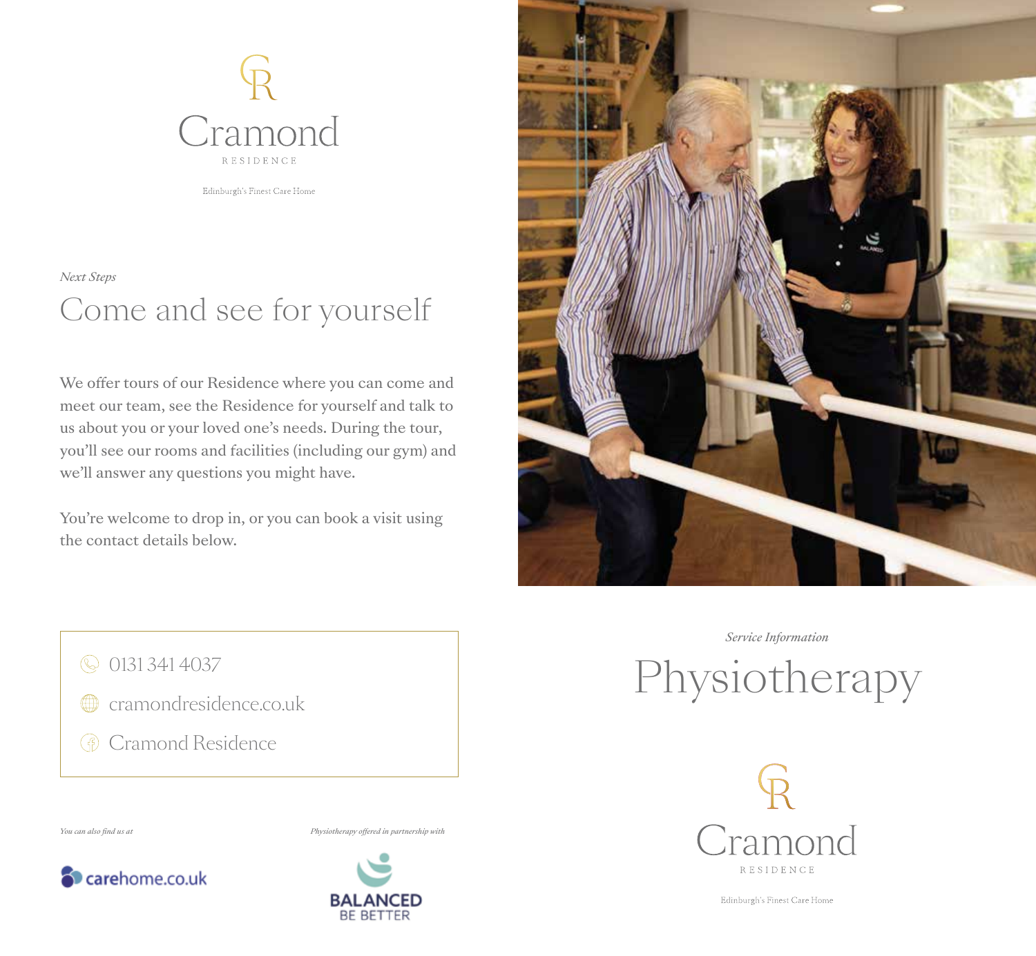Cramond

RESIDENCE

Edinburgh's Finest Care Home

*Next Steps*

# Come and see for yourself

We offer tours of our Residence where you can come and meet our team, see the Residence for yourself and talk to us about you or your loved one's needs. During the tour, you'll see our rooms and facilities (including our gym) and we'll answer any questions you might have.

You're welcome to drop in, or you can book a visit using the contact details below.

- 0131 341 4037
- cramondresidence.co.uk
- Cramond Residence

*You can also find us at*

carehome.co.uk

*Physiotherapy offered in partnership with*

BALANCED
BE BETTER

*Service Information*

# Physiotherapy

Cramond

RESIDENCE

Edinburgh's Finest Care Home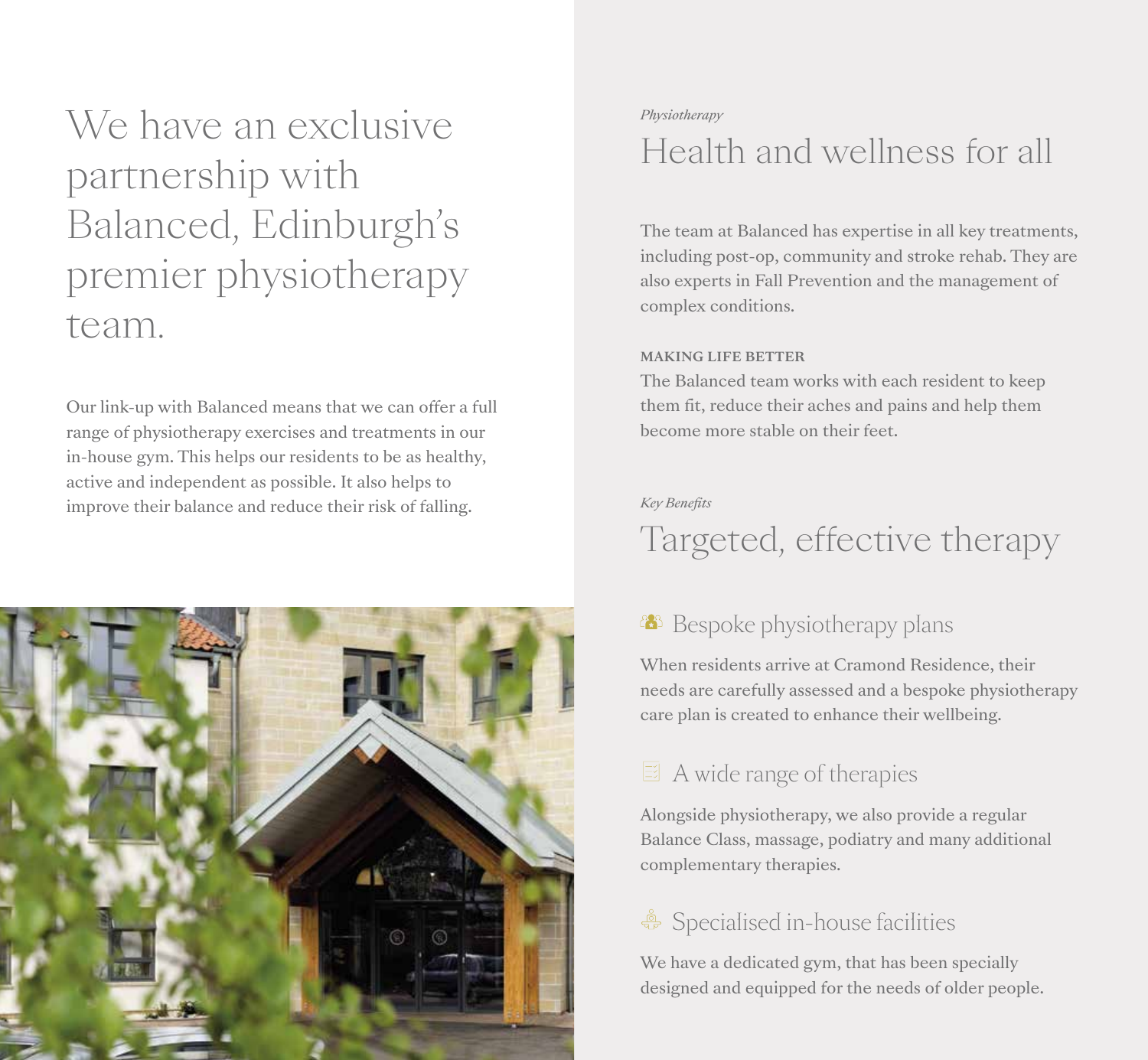# We have an exclusive partnership with Balanced, Edinburgh's premier physiotherapy team.

Our link-up with Balanced means that we can offer a full range of physiotherapy exercises and treatments in our in-house gym. This helps our residents to be as healthy, active and independent as possible. It also helps to improve their balance and reduce their risk of falling.

*Physiotherapy*

## Health and wellness for all

The team at Balanced has expertise in all key treatments, including post-op, community and stroke rehab. They are also experts in Fall Prevention and the management of complex conditions.

**MAKING LIFE BETTER**

The Balanced team works with each resident to keep them fit, reduce their aches and pains and help them become more stable on their feet.

*Key Benefits*

## Targeted, effective therapy

### Bespoke physiotherapy plans

When residents arrive at Cramond Residence, their needs are carefully assessed and a bespoke physiotherapy care plan is created to enhance their wellbeing.

### A wide range of therapies

Alongside physiotherapy, we also provide a regular Balance Class, massage, podiatry and many additional complementary therapies.

### Specialised in-house facilities

We have a dedicated gym, that has been specially designed and equipped for the needs of older people.